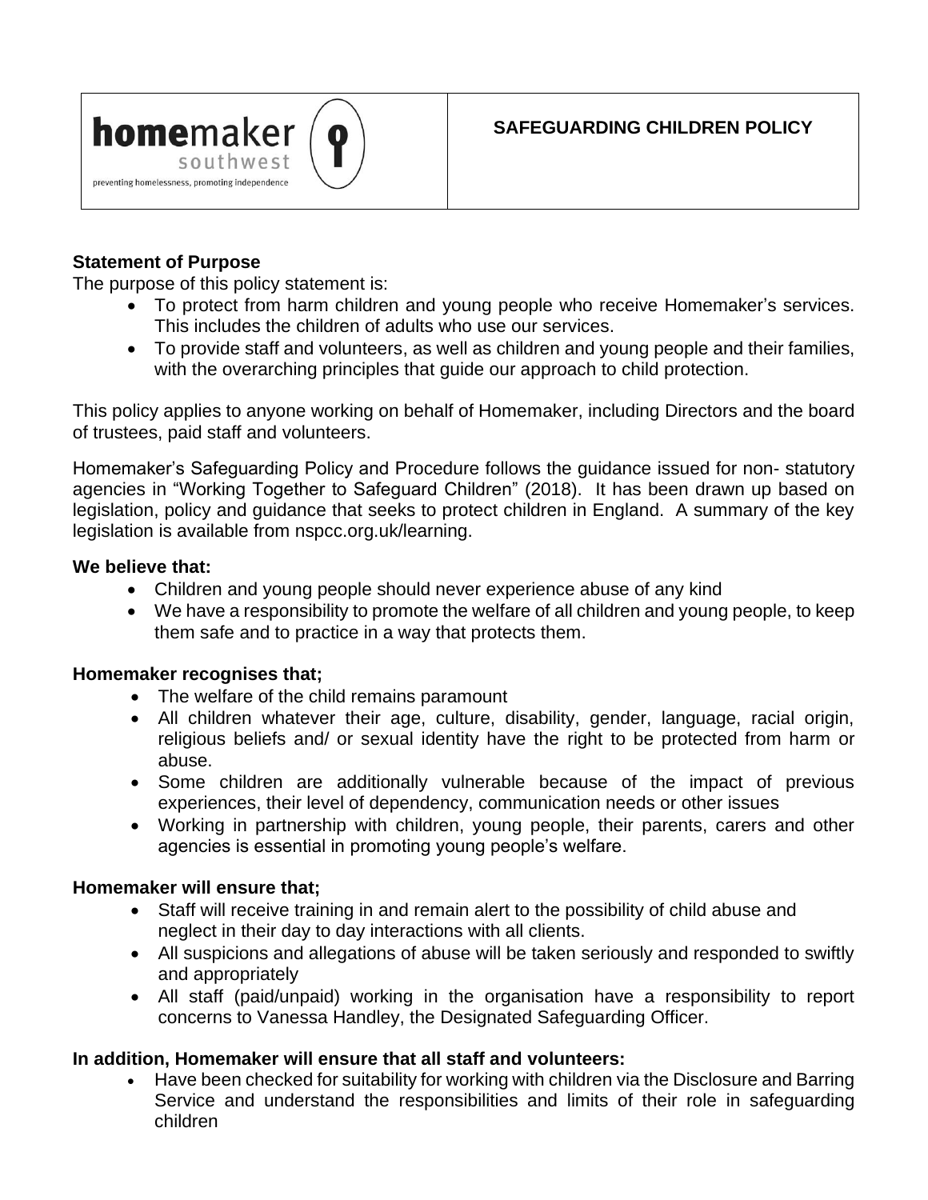| homemaker southwest<br>preventing homelessness, promoting independence | **SAFEGUARDING CHILDREN POLICY** |
| --- | --- |

**Statement of Purpose**

The purpose of this policy statement is:

- To protect from harm children and young people who receive Homemaker's services. This includes the children of adults who use our services.
- To provide staff and volunteers, as well as children and young people and their families, with the overarching principles that guide our approach to child protection.

This policy applies to anyone working on behalf of Homemaker, including Directors and the board of trustees, paid staff and volunteers.

Homemaker's Safeguarding Policy and Procedure follows the guidance issued for non- statutory agencies in "Working Together to Safeguard Children" (2018). It has been drawn up based on legislation, policy and guidance that seeks to protect children in England. A summary of the key legislation is available from nspcc.org.uk/learning.

**We believe that:**

- Children and young people should never experience abuse of any kind
- We have a responsibility to promote the welfare of all children and young people, to keep them safe and to practice in a way that protects them.

**Homemaker recognises that;**

- The welfare of the child remains paramount
- All children whatever their age, culture, disability, gender, language, racial origin, religious beliefs and/ or sexual identity have the right to be protected from harm or abuse.
- Some children are additionally vulnerable because of the impact of previous experiences, their level of dependency, communication needs or other issues
- Working in partnership with children, young people, their parents, carers and other agencies is essential in promoting young people's welfare.

**Homemaker will ensure that;**

- Staff will receive training in and remain alert to the possibility of child abuse and neglect in their day to day interactions with all clients.
- All suspicions and allegations of abuse will be taken seriously and responded to swiftly and appropriately
- All staff (paid/unpaid) working in the organisation have a responsibility to report concerns to Vanessa Handley, the Designated Safeguarding Officer.

**In addition, Homemaker will ensure that all staff and volunteers:**

- Have been checked for suitability for working with children via the Disclosure and Barring Service and understand the responsibilities and limits of their role in safeguarding children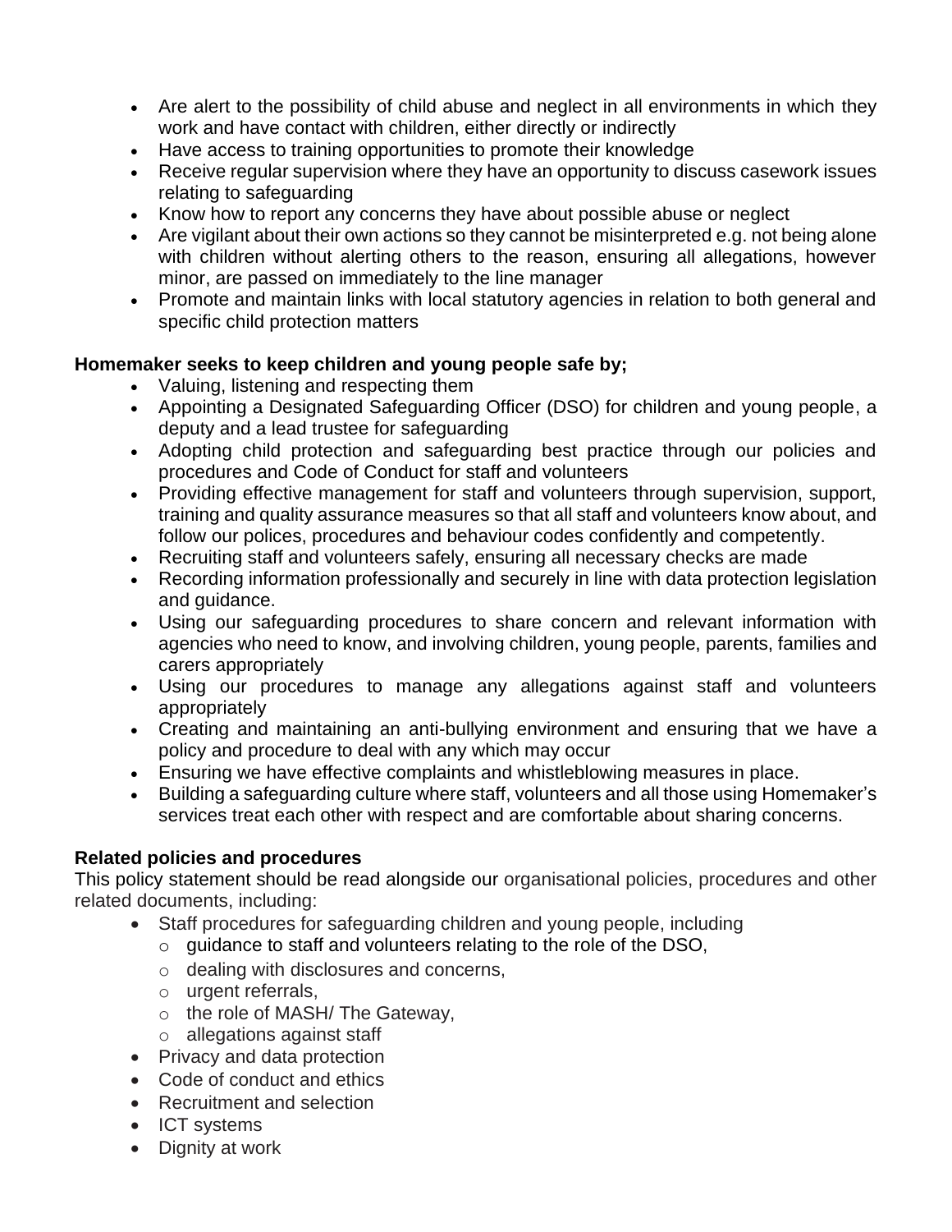- Are alert to the possibility of child abuse and neglect in all environments in which they work and have contact with children, either directly or indirectly
- Have access to training opportunities to promote their knowledge
- Receive regular supervision where they have an opportunity to discuss casework issues relating to safeguarding
- Know how to report any concerns they have about possible abuse or neglect
- Are vigilant about their own actions so they cannot be misinterpreted e.g. not being alone with children without alerting others to the reason, ensuring all allegations, however minor, are passed on immediately to the line manager
- Promote and maintain links with local statutory agencies in relation to both general and specific child protection matters

**Homemaker seeks to keep children and young people safe by;**

- Valuing, listening and respecting them
- Appointing a Designated Safeguarding Officer (DSO) for children and young people, a deputy and a lead trustee for safeguarding
- Adopting child protection and safeguarding best practice through our policies and procedures and Code of Conduct for staff and volunteers
- Providing effective management for staff and volunteers through supervision, support, training and quality assurance measures so that all staff and volunteers know about, and follow our polices, procedures and behaviour codes confidently and competently.
- Recruiting staff and volunteers safely, ensuring all necessary checks are made
- Recording information professionally and securely in line with data protection legislation and guidance.
- Using our safeguarding procedures to share concern and relevant information with agencies who need to know, and involving children, young people, parents, families and carers appropriately
- Using our procedures to manage any allegations against staff and volunteers appropriately
- Creating and maintaining an anti-bullying environment and ensuring that we have a policy and procedure to deal with any which may occur
- Ensuring we have effective complaints and whistleblowing measures in place.
- Building a safeguarding culture where staff, volunteers and all those using Homemaker's services treat each other with respect and are comfortable about sharing concerns.

**Related policies and procedures**

This policy statement should be read alongside our organisational policies, procedures and other related documents, including:

- Staff procedures for safeguarding children and young people, including
  - guidance to staff and volunteers relating to the role of the DSO,
  - dealing with disclosures and concerns,
  - urgent referrals,
  - the role of MASH/ The Gateway,
  - allegations against staff
- Privacy and data protection
- Code of conduct and ethics
- Recruitment and selection
- ICT systems
- Dignity at work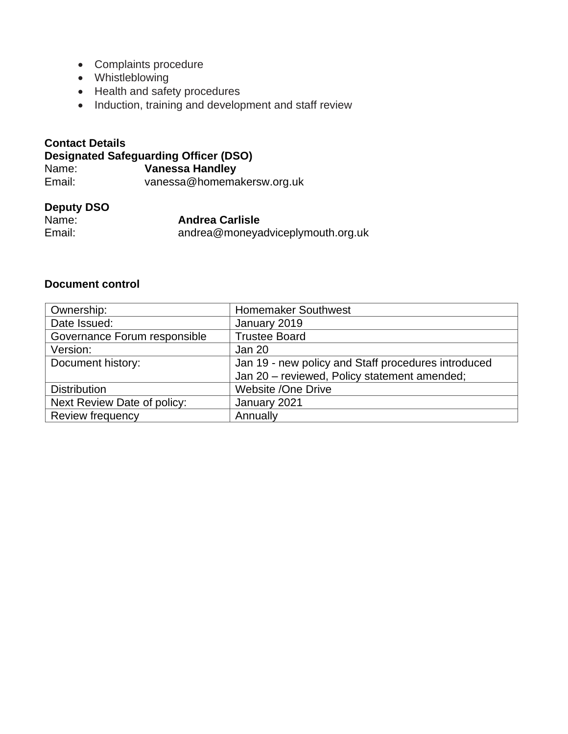- Complaints procedure
- Whistleblowing
- Health and safety procedures
- Induction, training and development and staff review

**Contact Details**
**Designated Safeguarding Officer (DSO)**
Name: **Vanessa Handley**
Email: vanessa@homemakersw.org.uk

**Deputy DSO**
Name: **Andrea Carlisle**
Email: andrea@moneyadviceplymouth.org.uk

**Document control**

| | |
|---|---|
| Ownership: | Homemaker Southwest |
| Date Issued: | January 2019 |
| Governance Forum responsible | Trustee Board |
| Version: | Jan 20 |
| Document history: | Jan 19 - new policy and Staff procedures introduced<br>Jan 20 – reviewed, Policy statement amended; |
| Distribution | Website /One Drive |
| Next Review Date of policy: | January 2021 |
| Review frequency | Annually |